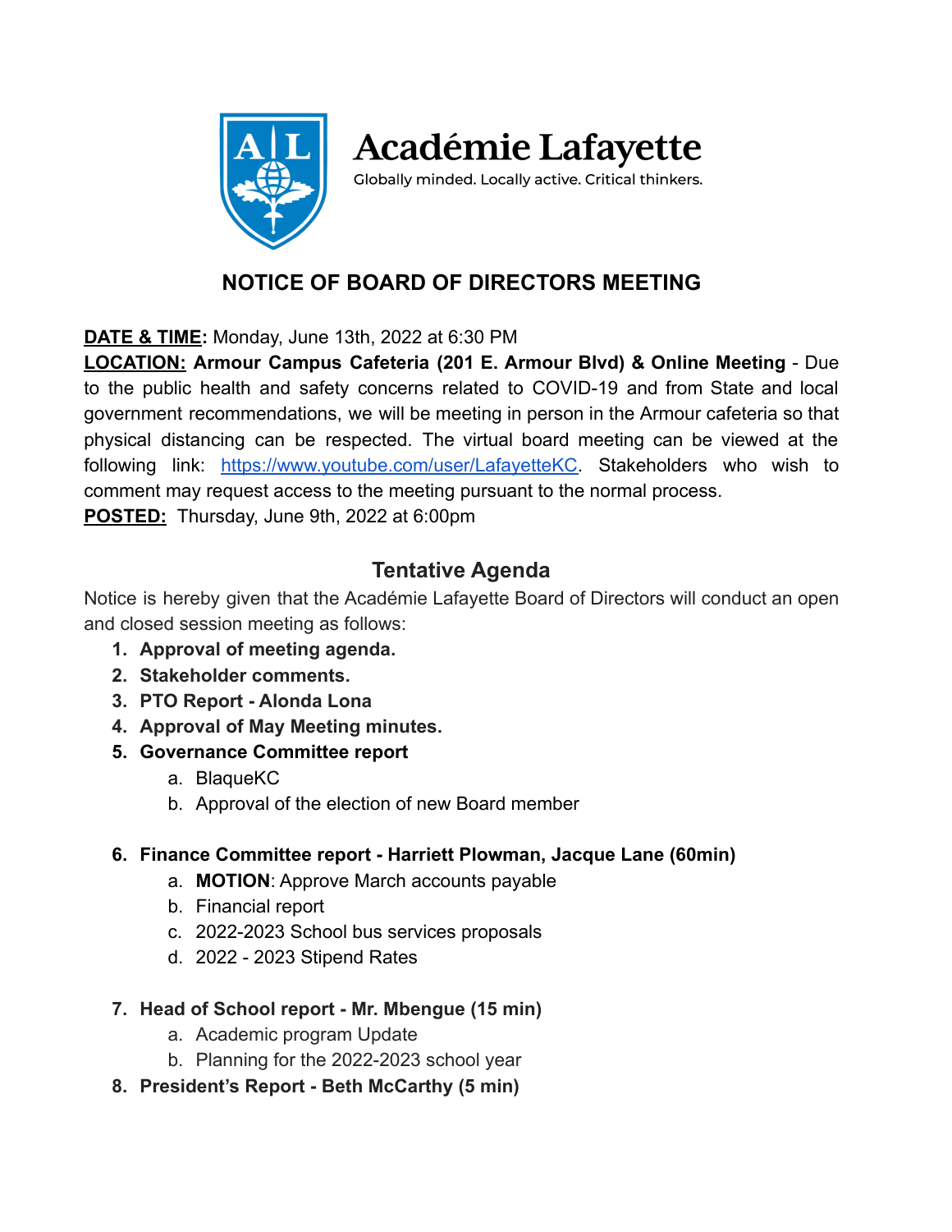Académie Lafayette

Globally minded. Locally active. Critical thinkers.

# NOTICE OF BOARD OF DIRECTORS MEETING

**DATE & TIME:** Monday, June 13th, 2022 at 6:30 PM

**LOCATION:** **Armour Campus Cafeteria (201 E. Armour Blvd) & Online Meeting** - Due to the public health and safety concerns related to COVID-19 and from State and local government recommendations, we will be meeting in person in the Armour cafeteria so that physical distancing can be respected. The virtual board meeting can be viewed at the following link: [https://www.youtube.com/user/LafayetteKC](https://www.youtube.com/user/LafayetteKC). Stakeholders who wish to comment may request access to the meeting pursuant to the normal process.

**POSTED:** Thursday, June 9th, 2022 at 6:00pm

## Tentative Agenda

Notice is hereby given that the Académie Lafayette Board of Directors will conduct an open and closed session meeting as follows:

1. **Approval of meeting agenda.**
2. **Stakeholder comments.**
3. **PTO Report - Alonda Lona**
4. **Approval of May Meeting minutes.**
5. **Governance Committee report**
   a. BlaqueKC
   b. Approval of the election of new Board member

6. **Finance Committee report - Harriett Plowman, Jacque Lane (60min)**
   a. **MOTION**: Approve March accounts payable
   b. Financial report
   c. 2022-2023 School bus services proposals
   d. 2022 - 2023 Stipend Rates

7. **Head of School report - Mr. Mbengue (15 min)**
   a. Academic program Update
   b. Planning for the 2022-2023 school year
8. **President's Report - Beth McCarthy (5 min)**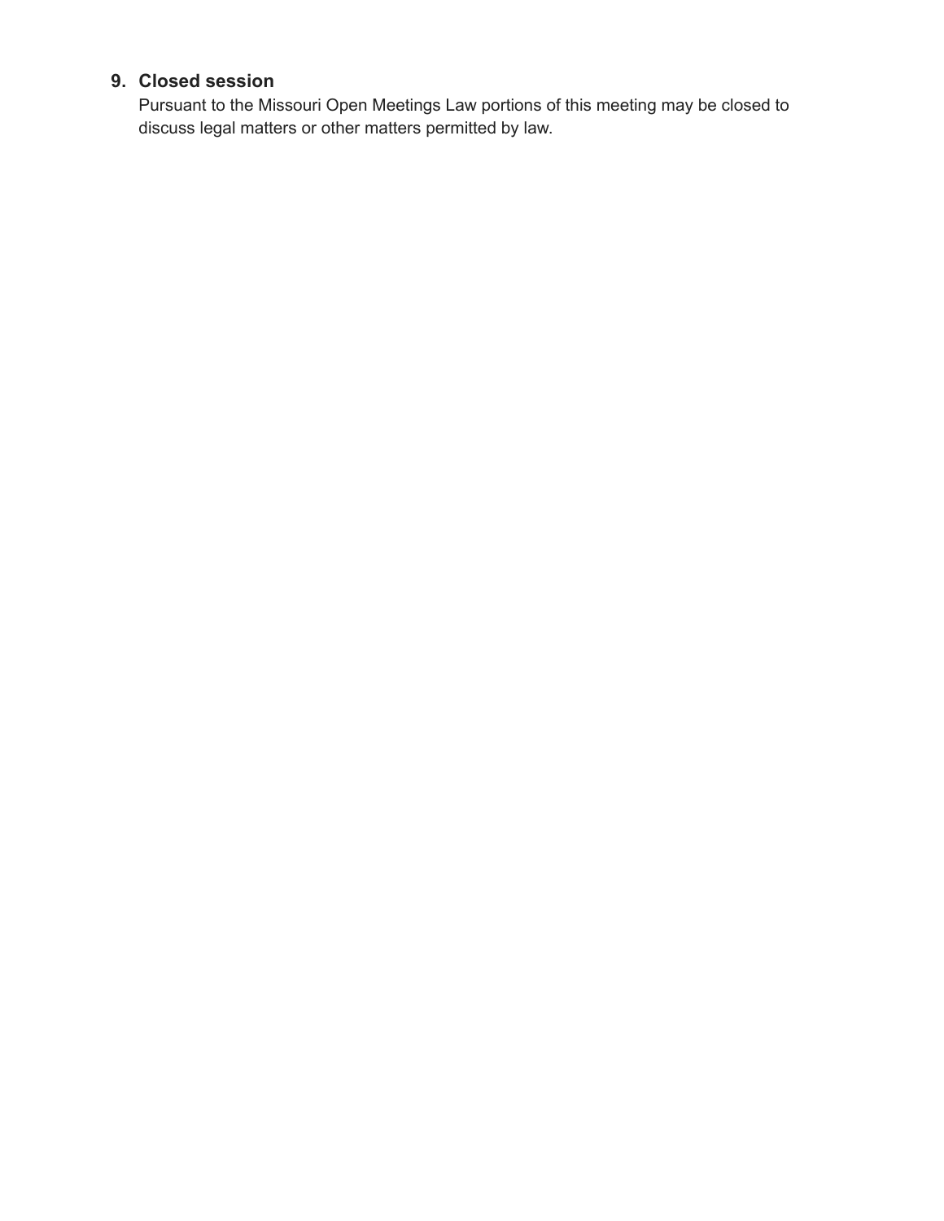9. **Closed session**
   Pursuant to the Missouri Open Meetings Law portions of this meeting may be closed to discuss legal matters or other matters permitted by law.